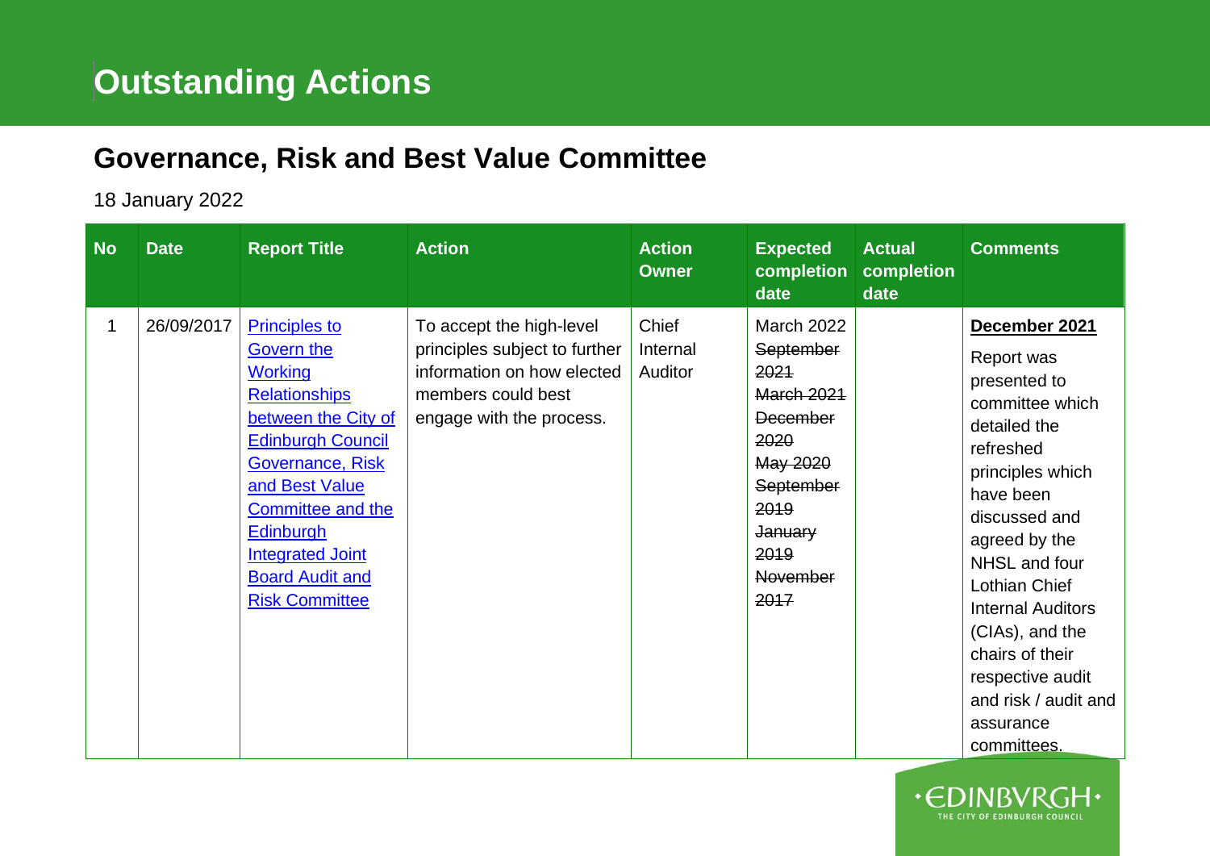# Outstanding Actions

## Governance, Risk and Best Value Committee

18 January 2022

| No | Date | Report Title | Action | Action Owner | Expected completion date | Actual completion date | Comments |
|---|---|---|---|---|---|---|---|
| 1 | 26/09/2017 | Principles to Govern the Working Relationships between the City of Edinburgh Council Governance, Risk and Best Value Committee and the Edinburgh Integrated Joint Board Audit and Risk Committee | To accept the high-level principles subject to further information on how elected members could best engage with the process. | Chief Internal Auditor | March 2022 ~~September 2021~~ ~~March 2021~~ ~~December 2020~~ ~~May 2020~~ ~~September 2019~~ ~~January 2019~~ ~~November 2017~~ | | **December 2021** Report was presented to committee which detailed the refreshed principles which have been discussed and agreed by the NHSL and four Lothian Chief Internal Auditors (CIAs), and the chairs of their respective audit and risk / audit and assurance committees. |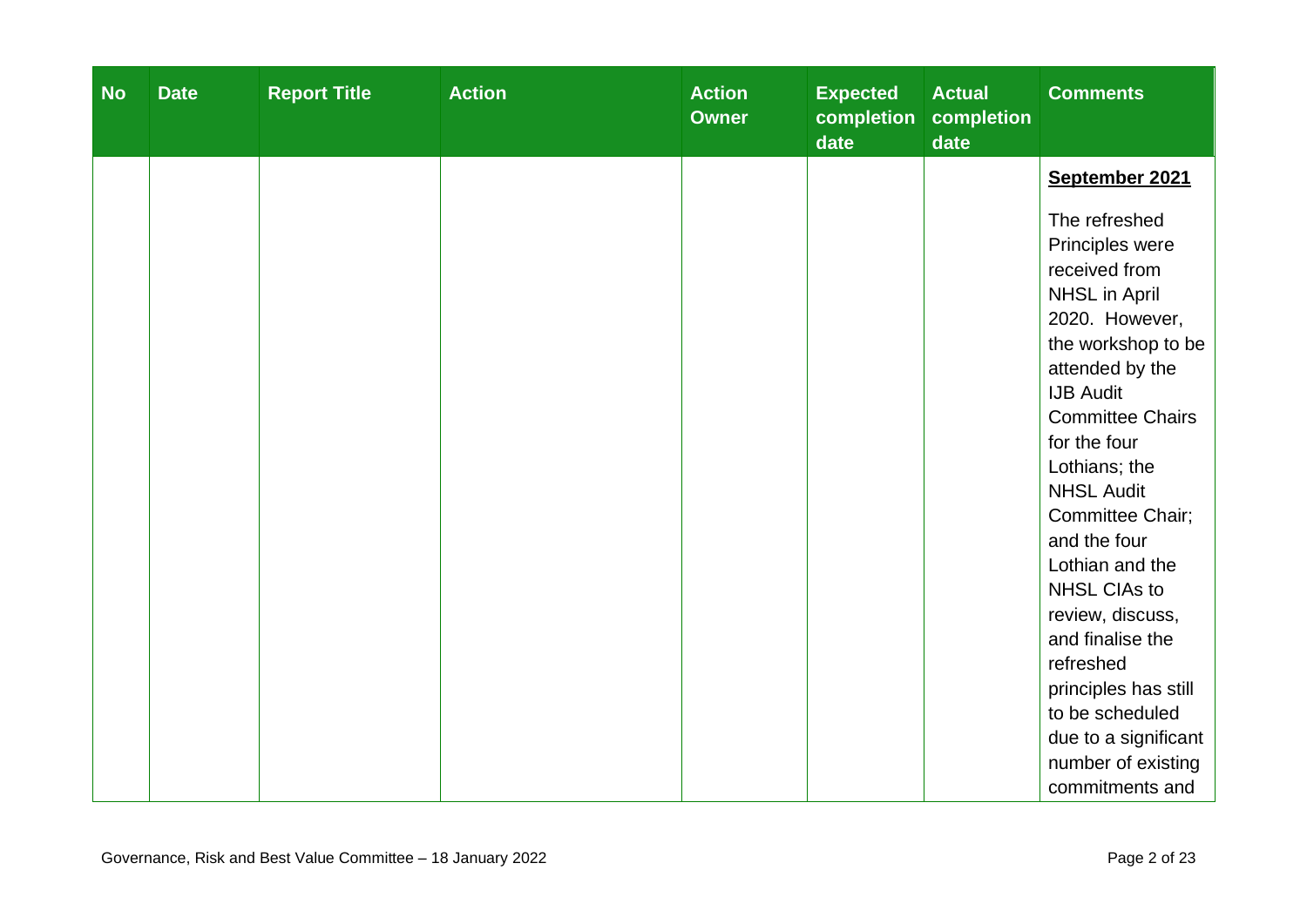| No | Date | Report Title | Action | Action Owner | Expected completion date | Actual completion date | Comments |
|---|---|---|---|---|---|---|---|
| | | | | | | | **September 2021**<br><br>The refreshed Principles were received from NHSL in April 2020. However, the workshop to be attended by the IJB Audit Committee Chairs for the four Lothians; the NHSL Audit Committee Chair; and the four Lothian and the NHSL CIAs to review, discuss, and finalise the refreshed principles has still to be scheduled due to a significant number of existing commitments and |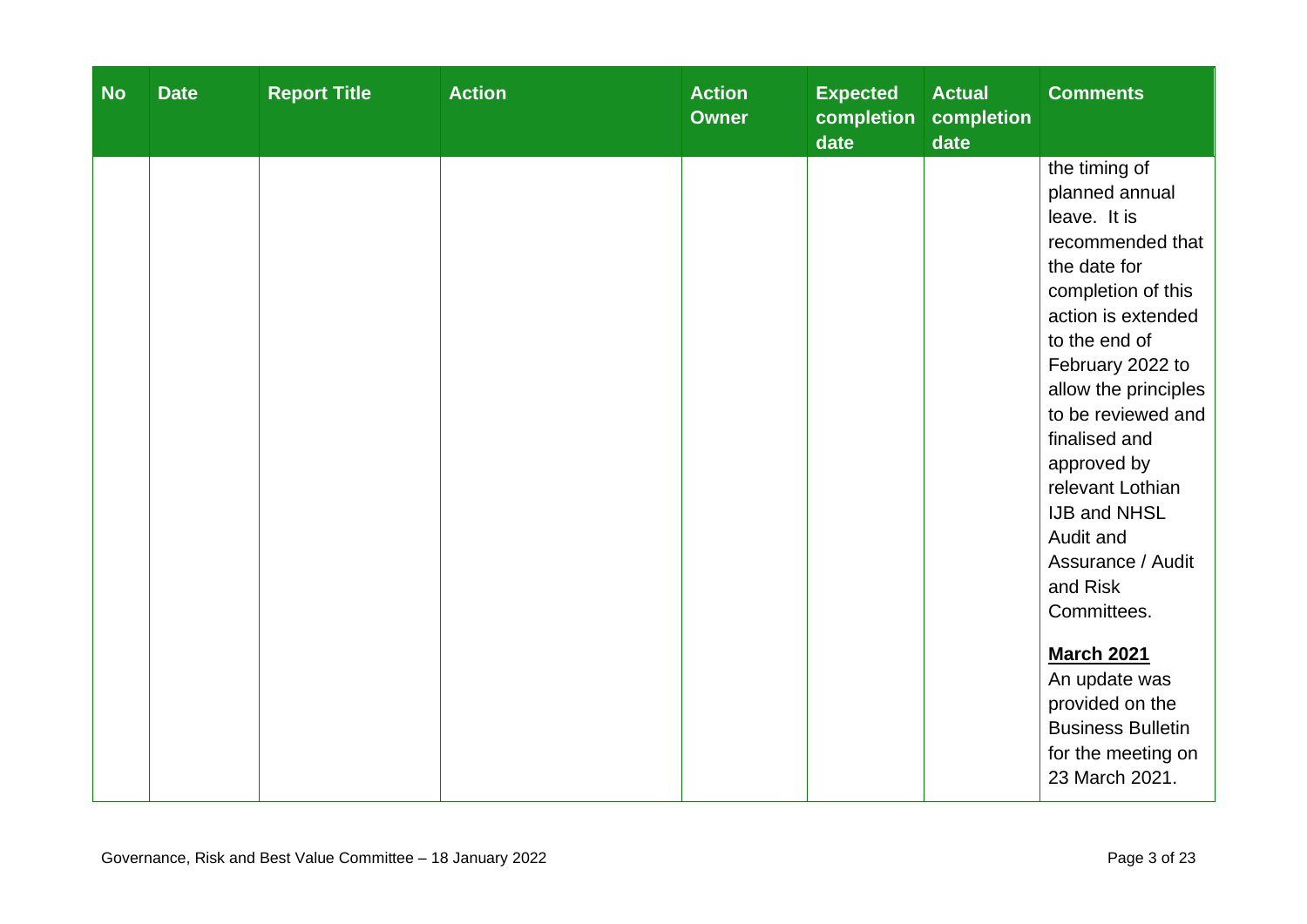| No | Date | Report Title | Action | Action Owner | Expected completion date | Actual completion date | Comments |
|---|---|---|---|---|---|---|---|
| | | | | | | | the timing of planned annual leave. It is recommended that the date for completion of this action is extended to the end of February 2022 to allow the principles to be reviewed and finalised and approved by relevant Lothian IJB and NHSL Audit and Assurance / Audit and Risk Committees.<br><br>**March 2021**<br>An update was provided on the Business Bulletin for the meeting on 23 March 2021. |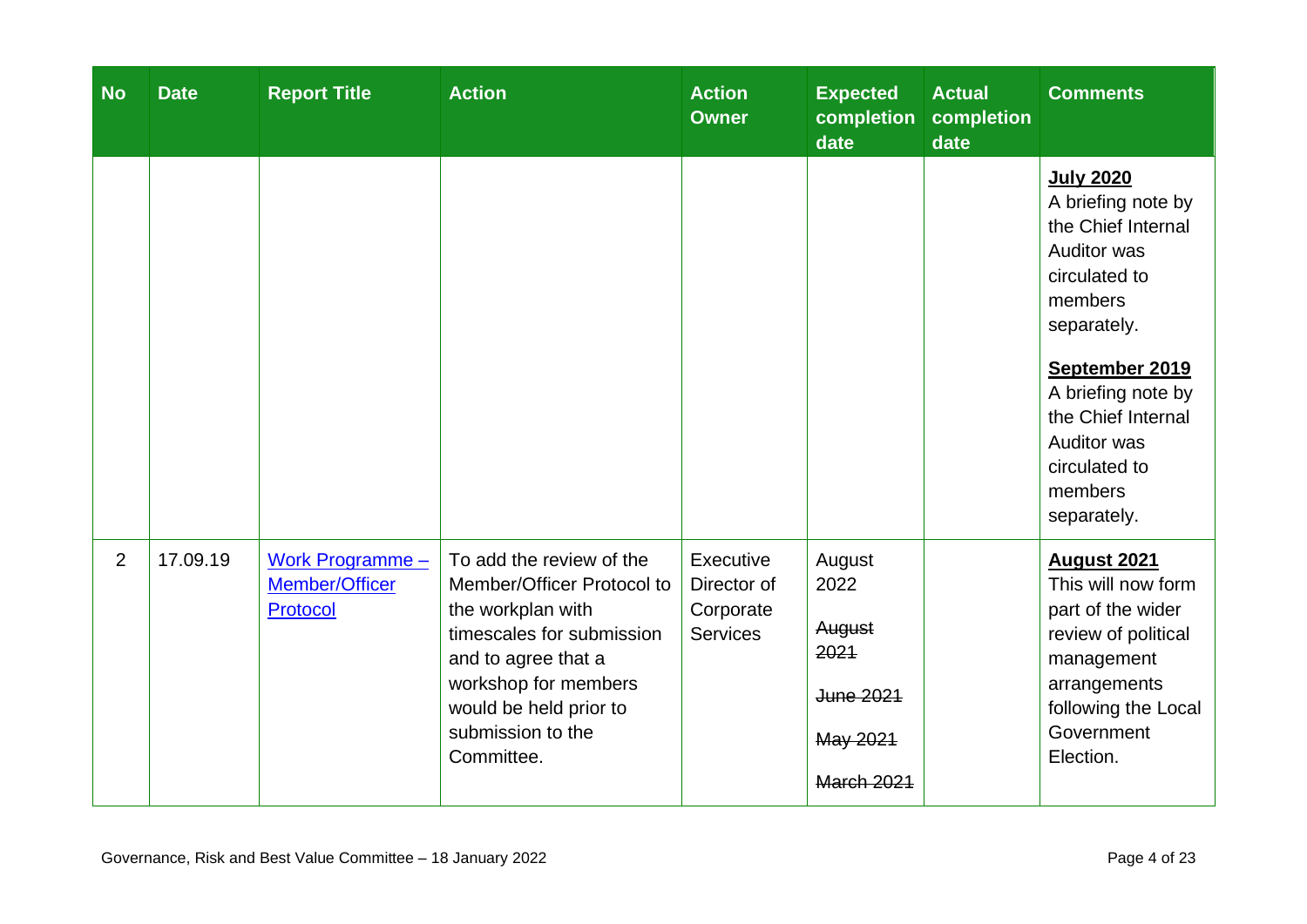| No | Date | Report Title | Action | Action Owner | Expected completion date | Actual completion date | Comments |
|---|---|---|---|---|---|---|---|
| | | | | | | | **July 2020**<br>A briefing note by the Chief Internal Auditor was circulated to members separately.<br><br>**September 2019**<br>A briefing note by the Chief Internal Auditor was circulated to members separately. |
| 2 | 17.09.19 | Work Programme – Member/Officer Protocol | To add the review of the Member/Officer Protocol to the workplan with timescales for submission and to agree that a workshop for members would be held prior to submission to the Committee. | Executive Director of Corporate Services | August 2022<br><br>~~August 2021~~<br><br>~~June 2021~~<br><br>~~May 2021~~<br><br>~~March 2021~~ | | **August 2021**<br>This will now form part of the wider review of political management arrangements following the Local Government Election. |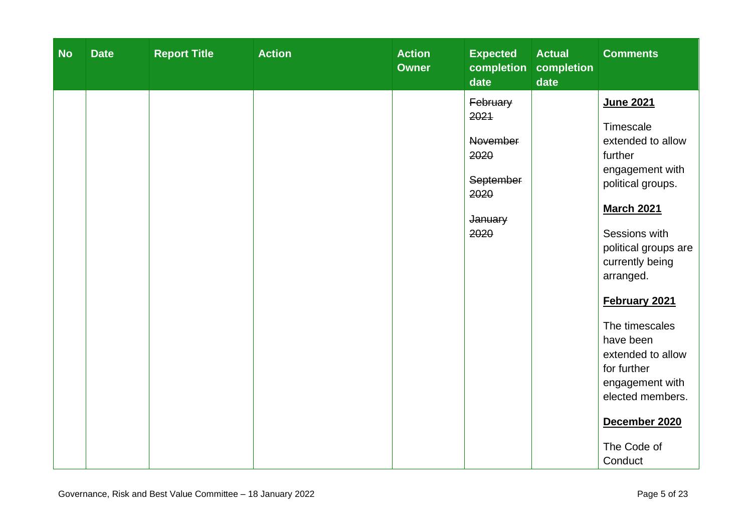| No | Date | Report Title | Action | Action Owner | Expected completion date | Actual completion date | Comments |
|---|---|---|---|---|---|---|---|
| | | | | | ~~February 2021~~<br><br>~~November 2020~~<br><br>~~September 2020~~<br><br>~~January 2020~~ | | **June 2021**<br><br>Timescale extended to allow further engagement with political groups.<br><br>**March 2021**<br><br>Sessions with political groups are currently being arranged.<br><br>**February 2021**<br><br>The timescales have been extended to allow for further engagement with elected members.<br><br>**December 2020**<br><br>The Code of Conduct |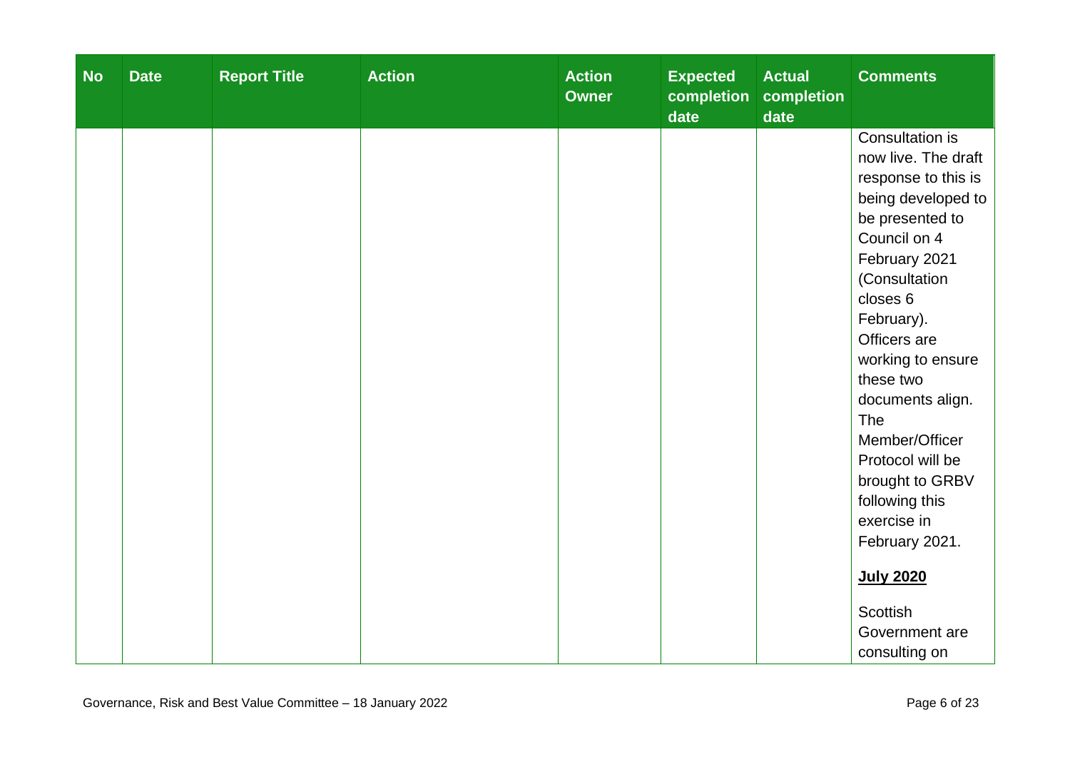| No | Date | Report Title | Action | Action Owner | Expected completion date | Actual completion date | Comments |
|---|---|---|---|---|---|---|---|
| | | | | | | | Consultation is now live. The draft response to this is being developed to be presented to Council on 4 February 2021 (Consultation closes 6 February). Officers are working to ensure these two documents align. The Member/Officer Protocol will be brought to GRBV following this exercise in February 2021.<br><br>**July 2020**<br><br>Scottish Government are consulting on |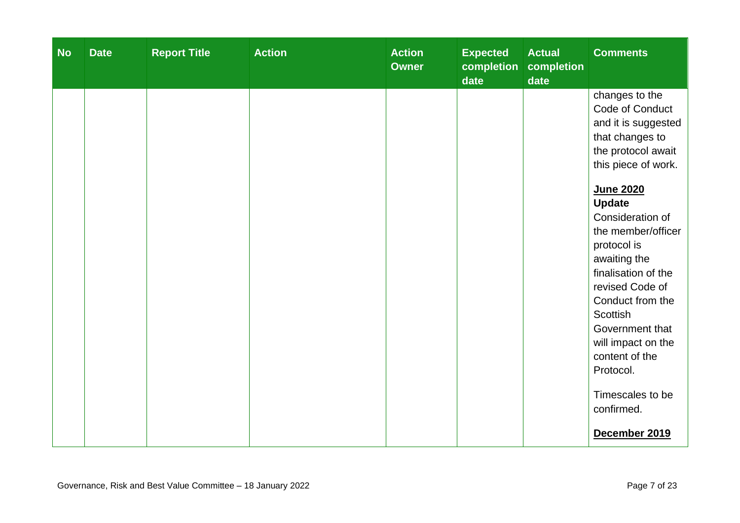| No | Date | Report Title | Action | Action Owner | Expected completion date | Actual completion date | Comments |
|---|---|---|---|---|---|---|---|
| | | | | | | | changes to the Code of Conduct and it is suggested that changes to the protocol await this piece of work.<br><br>**June 2020 Update**<br>Consideration of the member/officer protocol is awaiting the finalisation of the revised Code of Conduct from the Scottish Government that will impact on the content of the Protocol.<br><br>Timescales to be confirmed.<br><br>**December 2019** |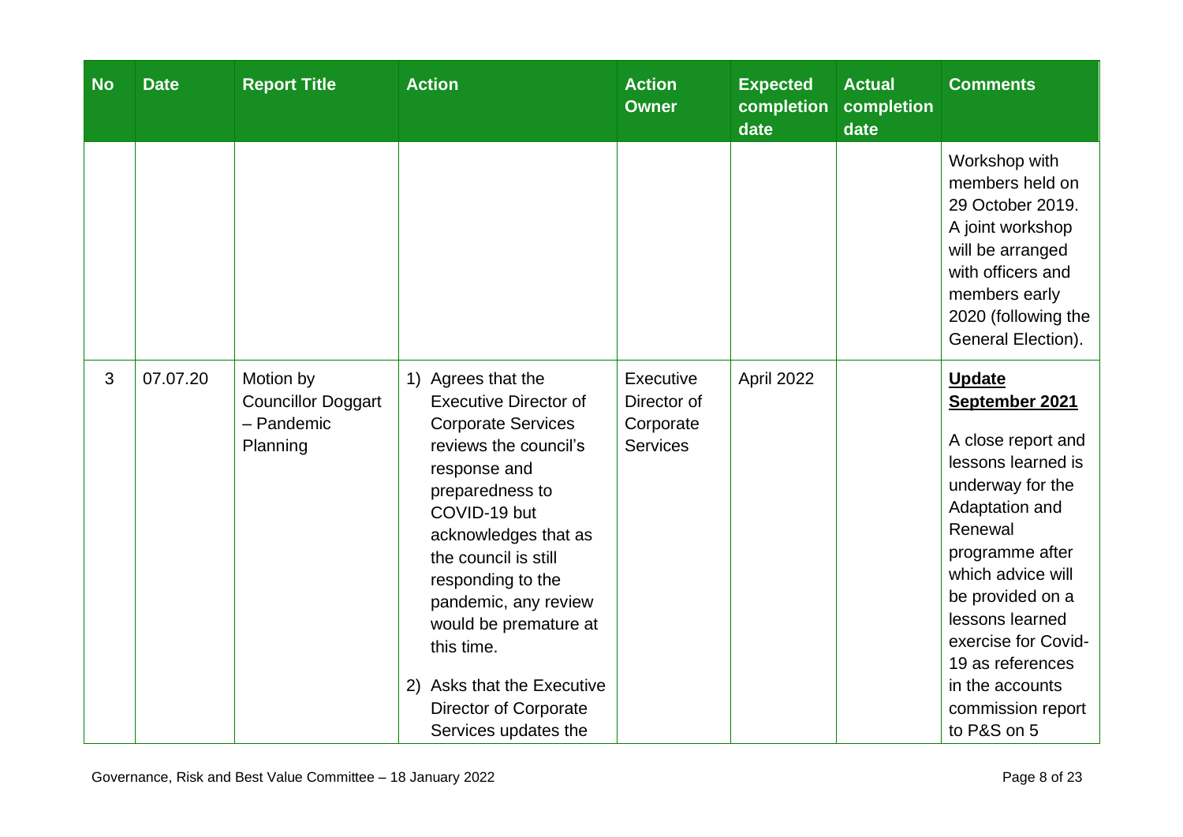| No | Date | Report Title | Action | Action Owner | Expected completion date | Actual completion date | Comments |
|---|---|---|---|---|---|---|---|
| | | | | | | | Workshop with members held on 29 October 2019. A joint workshop will be arranged with officers and members early 2020 (following the General Election). |
| 3 | 07.07.20 | Motion by Councillor Doggart – Pandemic Planning | 1) Agrees that the Executive Director of Corporate Services reviews the council's response and preparedness to COVID-19 but acknowledges that as the council is still responding to the pandemic, any review would be premature at this time.<br><br>2) Asks that the Executive Director of Corporate Services updates the | Executive Director of Corporate Services | April 2022 | | **Update September 2021**<br><br>A close report and lessons learned is underway for the Adaptation and Renewal programme after which advice will be provided on a lessons learned exercise for Covid-19 as references in the accounts commission report to P&S on 5 |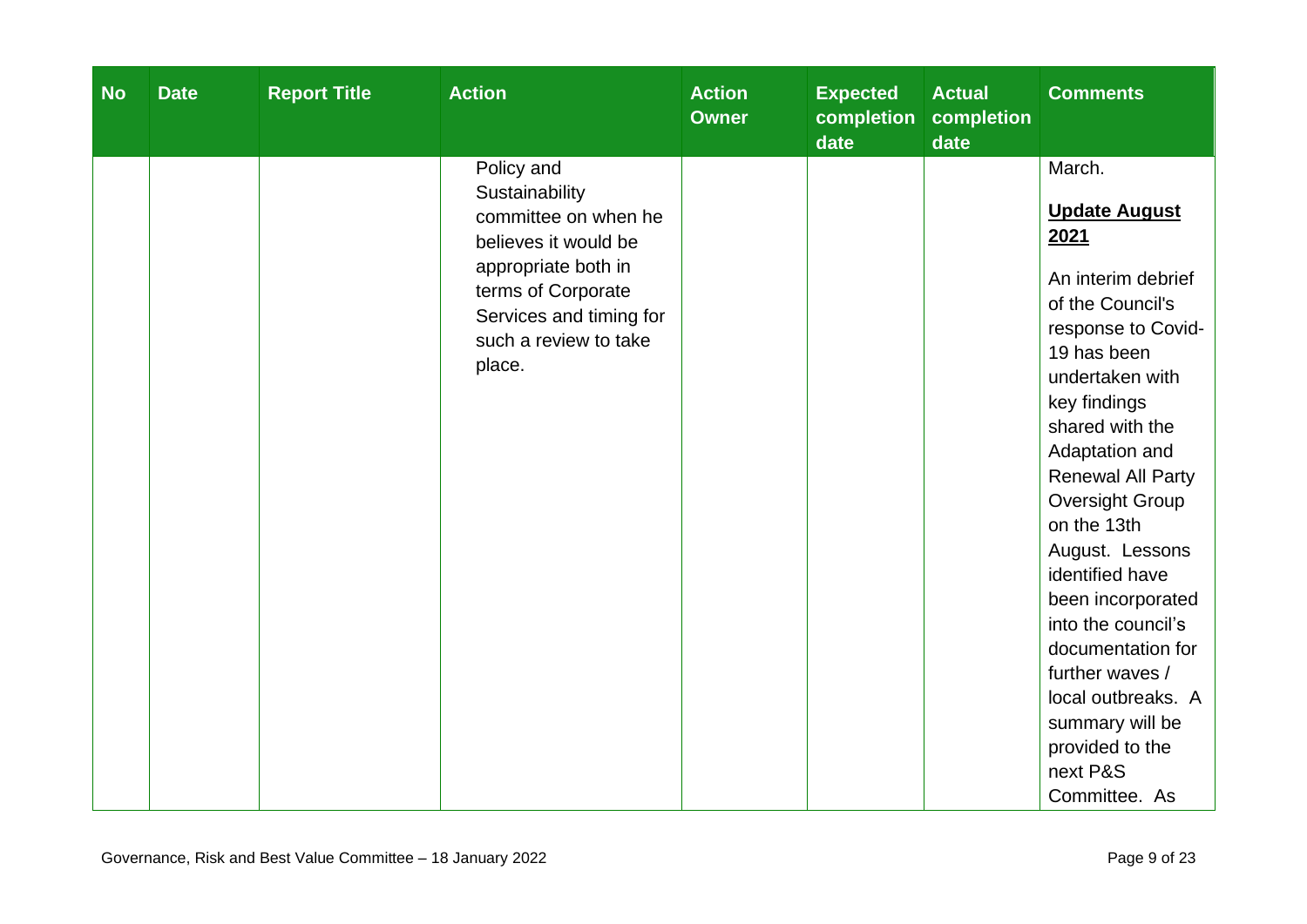| No | Date | Report Title | Action | Action Owner | Expected completion date | Actual completion date | Comments |
|---|---|---|---|---|---|---|---|
| | | | Policy and Sustainability committee on when he believes it would be appropriate both in terms of Corporate Services and timing for such a review to take place. | | | | March.<br><br>**Update August 2021**<br><br>An interim debrief of the Council's response to Covid-19 has been undertaken with key findings shared with the Adaptation and Renewal All Party Oversight Group on the 13th August. Lessons identified have been incorporated into the council's documentation for further waves / local outbreaks. A summary will be provided to the next P&S Committee. As |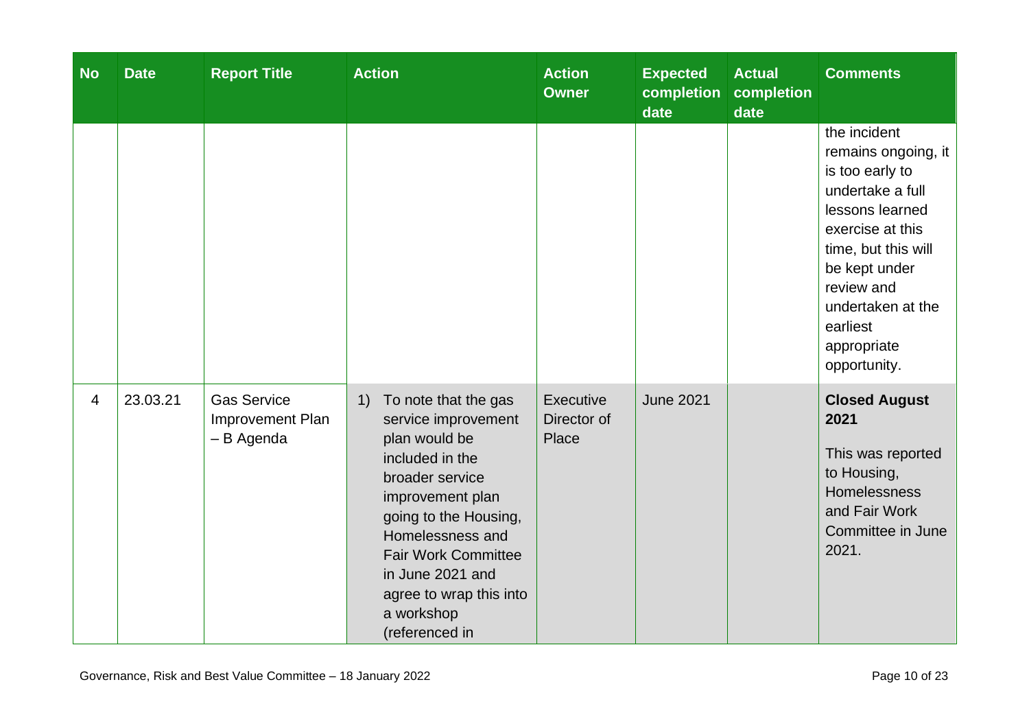| No | Date | Report Title | Action | Action Owner | Expected completion date | Actual completion date | Comments |
|---|---|---|---|---|---|---|---|
| | | | | | | | the incident remains ongoing, it is too early to undertake a full lessons learned exercise at this time, but this will be kept under review and undertaken at the earliest appropriate opportunity. |
| 4 | 23.03.21 | Gas Service Improvement Plan – B Agenda | 1) To note that the gas service improvement plan would be included in the broader service improvement plan going to the Housing, Homelessness and Fair Work Committee in June 2021 and agree to wrap this into a workshop (referenced in | Executive Director of Place | June 2021 | | **Closed August 2021**<br><br>This was reported to Housing, Homelessness and Fair Work Committee in June 2021. |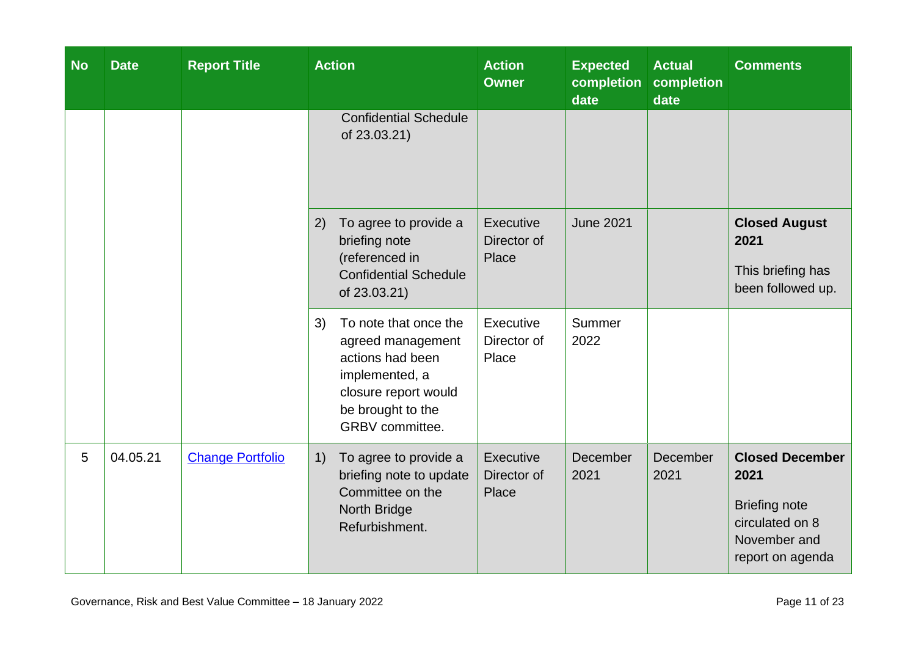| No | Date | Report Title | Action | Action Owner | Expected completion date | Actual completion date | Comments |
|---|---|---|---|---|---|---|---|
| | | | Confidential Schedule of 23.03.21) | | | | |
| | | | 2) To agree to provide a briefing note (referenced in Confidential Schedule of 23.03.21) | Executive Director of Place | June 2021 | | **Closed August 2021** This briefing has been followed up. |
| | | | 3) To note that once the agreed management actions had been implemented, a closure report would be brought to the GRBV committee. | Executive Director of Place | Summer 2022 | | |
| 5 | 04.05.21 | [Change Portfolio]() | 1) To agree to provide a briefing note to update Committee on the North Bridge Refurbishment. | Executive Director of Place | December 2021 | December 2021 | **Closed December 2021** Briefing note circulated on 8 November and report on agenda |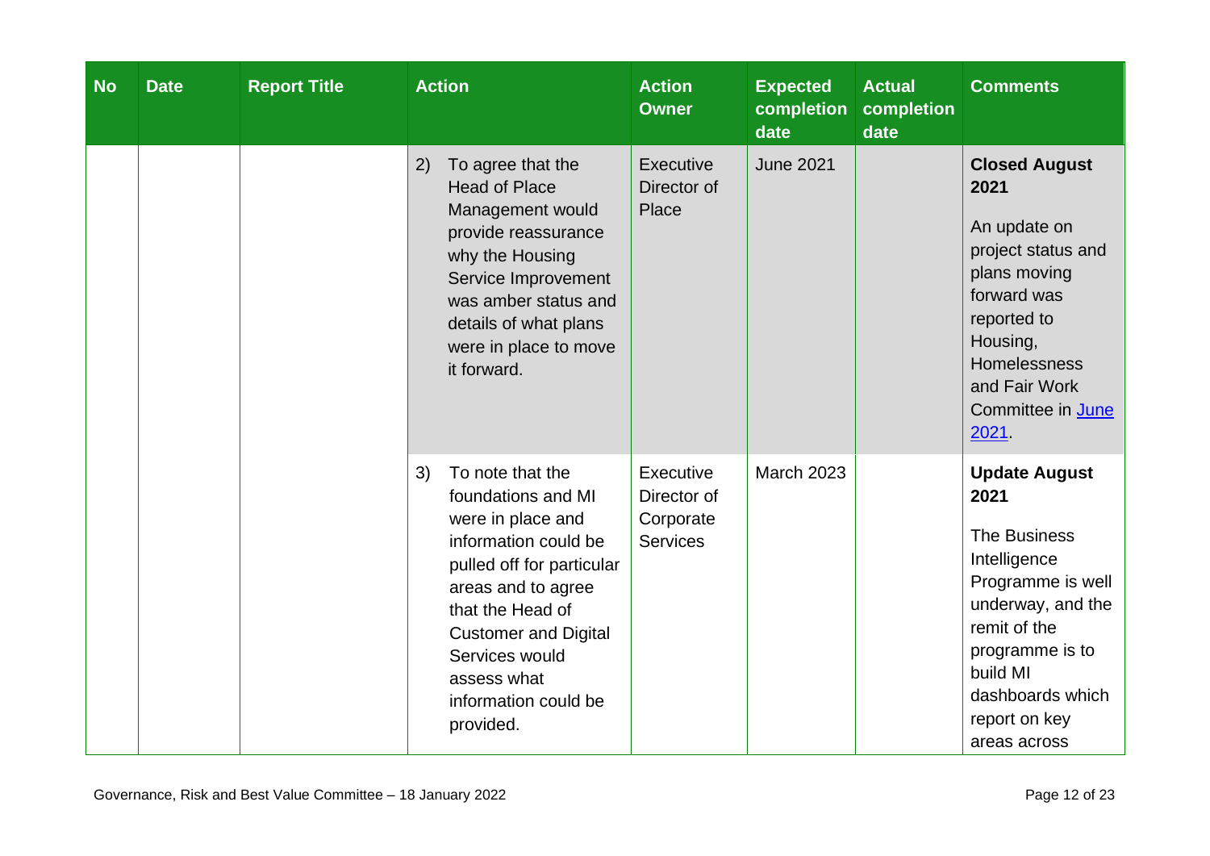| No | Date | Report Title | Action | Action Owner | Expected completion date | Actual completion date | Comments |
|---|---|---|---|---|---|---|---|
| | | | 2) To agree that the Head of Place Management would provide reassurance why the Housing Service Improvement was amber status and details of what plans were in place to move it forward. | Executive Director of Place | June 2021 | | **Closed August 2021** An update on project status and plans moving forward was reported to Housing, Homelessness and Fair Work Committee in [June 2021](). |
| | | | 3) To note that the foundations and MI were in place and information could be pulled off for particular areas and to agree that the Head of Customer and Digital Services would assess what information could be provided. | Executive Director of Corporate Services | March 2023 | | **Update August 2021** The Business Intelligence Programme is well underway, and the remit of the programme is to build MI dashboards which report on key areas across |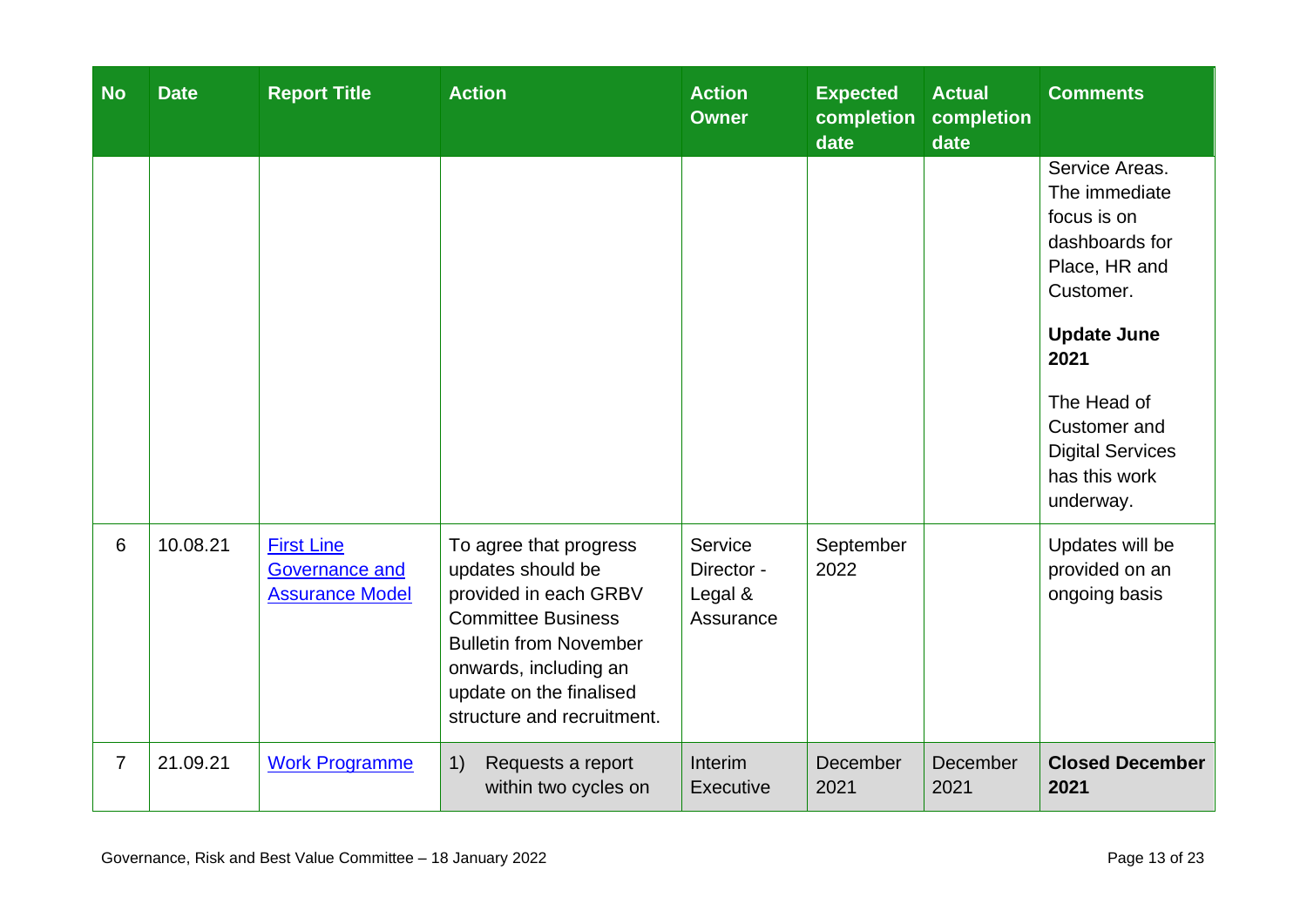| No | Date | Report Title | Action | Action Owner | Expected completion date | Actual completion date | Comments |
|---|---|---|---|---|---|---|---|
| | | | | | | | Service Areas. The immediate focus is on dashboards for Place, HR and Customer.<br><br>**Update June 2021**<br><br>The Head of Customer and Digital Services has this work underway. |
| 6 | 10.08.21 | First Line Governance and Assurance Model | To agree that progress updates should be provided in each GRBV Committee Business Bulletin from November onwards, including an update on the finalised structure and recruitment. | Service Director - Legal & Assurance | September 2022 | | Updates will be provided on an ongoing basis |
| 7 | 21.09.21 | Work Programme | 1) Requests a report within two cycles on | Interim Executive | December 2021 | December 2021 | **Closed December 2021** |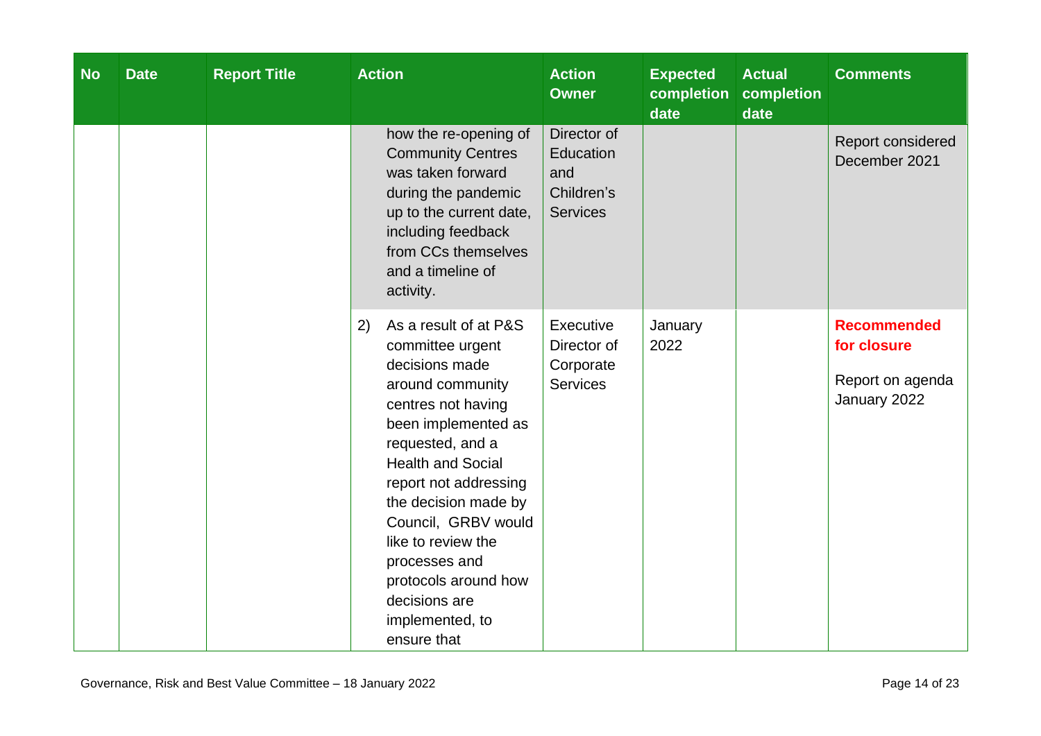| No | Date | Report Title | Action | Action Owner | Expected completion date | Actual completion date | Comments |
|---|---|---|---|---|---|---|---|
| | | | how the re-opening of Community Centres was taken forward during the pandemic up to the current date, including feedback from CCs themselves and a timeline of activity. | Director of Education and Children's Services | | | Report considered December 2021 |
| | | | 2) As a result of at P&S committee urgent decisions made around community centres not having been implemented as requested, and a Health and Social report not addressing the decision made by Council, GRBV would like to review the processes and protocols around how decisions are implemented, to ensure that | Executive Director of Corporate Services | January 2022 | | **Recommended for closure** Report on agenda January 2022 |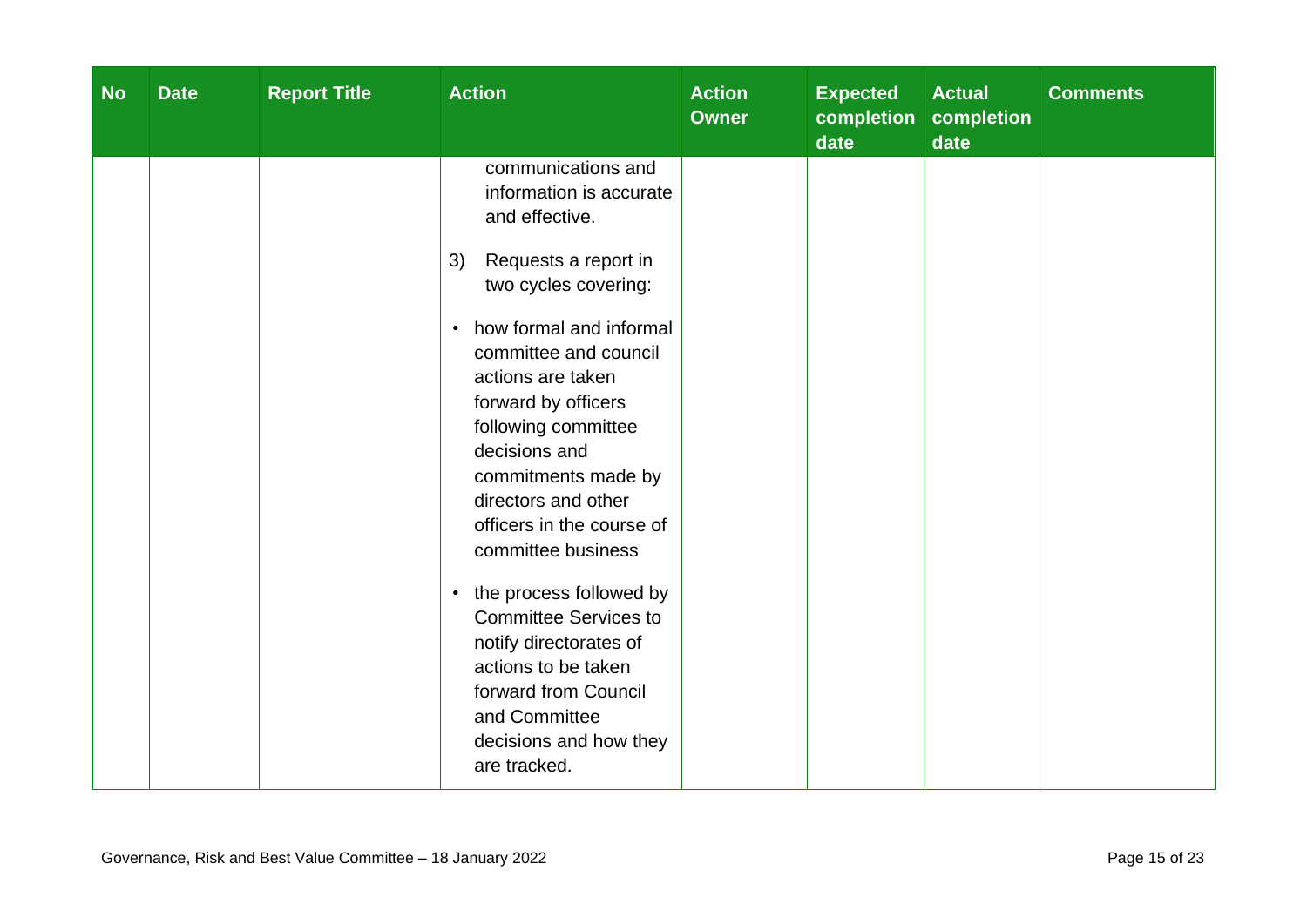| No | Date | Report Title | Action | Action Owner | Expected completion date | Actual completion date | Comments |
|---|---|---|---|---|---|---|---|
| | | | communications and information is accurate and effective.<br><br>3) Requests a report in two cycles covering:<br><br>• how formal and informal committee and council actions are taken forward by officers following committee decisions and commitments made by directors and other officers in the course of committee business<br><br>• the process followed by Committee Services to notify directorates of actions to be taken forward from Council and Committee decisions and how they are tracked. | | | | |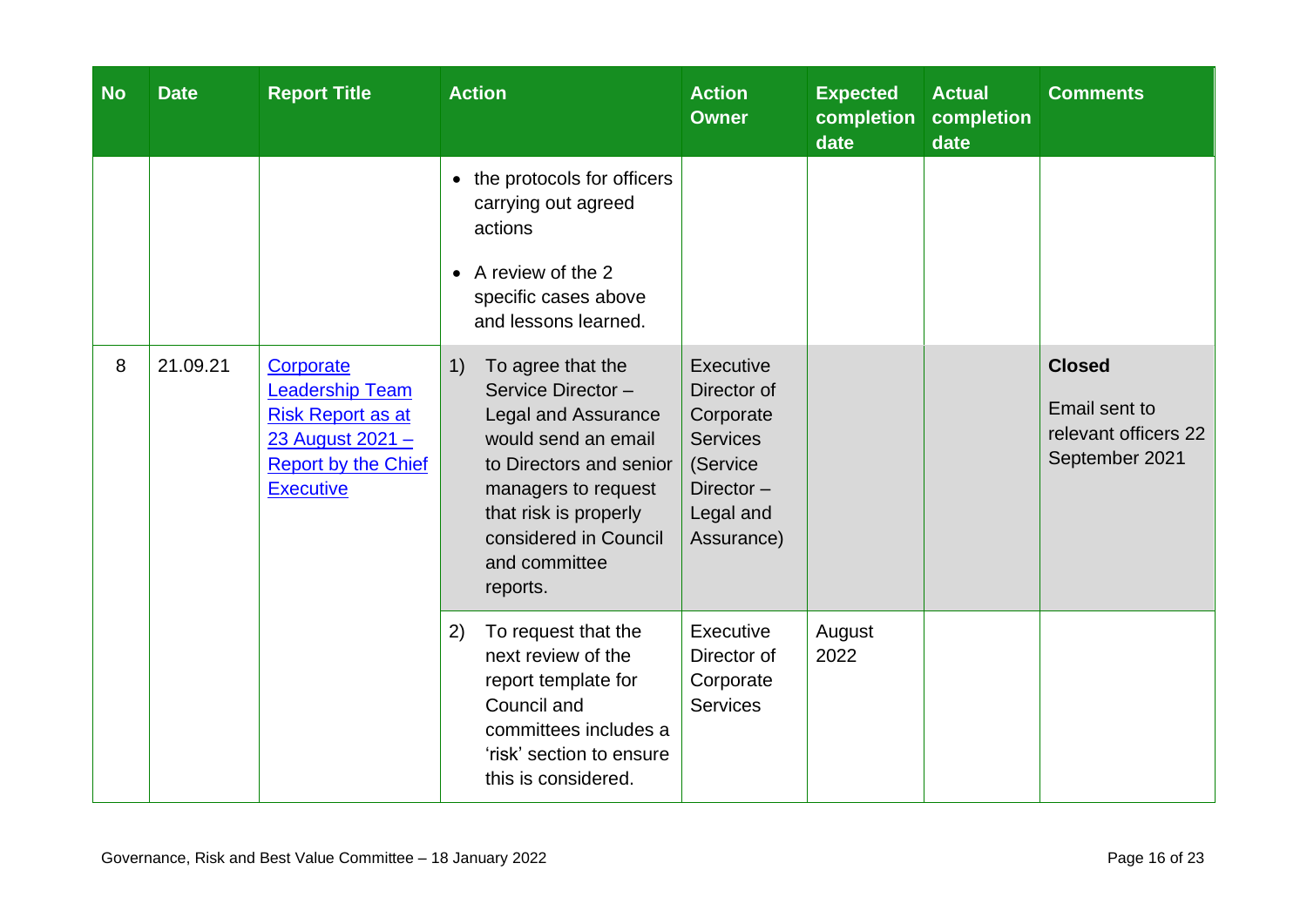| No | Date | Report Title | Action | Action Owner | Expected completion date | Actual completion date | Comments |
|---|---|---|---|---|---|---|---|
| | | | • the protocols for officers carrying out agreed actions<br>• A review of the 2 specific cases above and lessons learned. | | | | |
| 8 | 21.09.21 | Corporate Leadership Team Risk Report as at 23 August 2021 – Report by the Chief Executive | 1) To agree that the Service Director – Legal and Assurance would send an email to Directors and senior managers to request that risk is properly considered in Council and committee reports. | Executive Director of Corporate Services (Service Director – Legal and Assurance) | | | **Closed**<br>Email sent to relevant officers 22 September 2021 |
| | | | 2) To request that the next review of the report template for Council and committees includes a 'risk' section to ensure this is considered. | Executive Director of Corporate Services | August 2022 | | |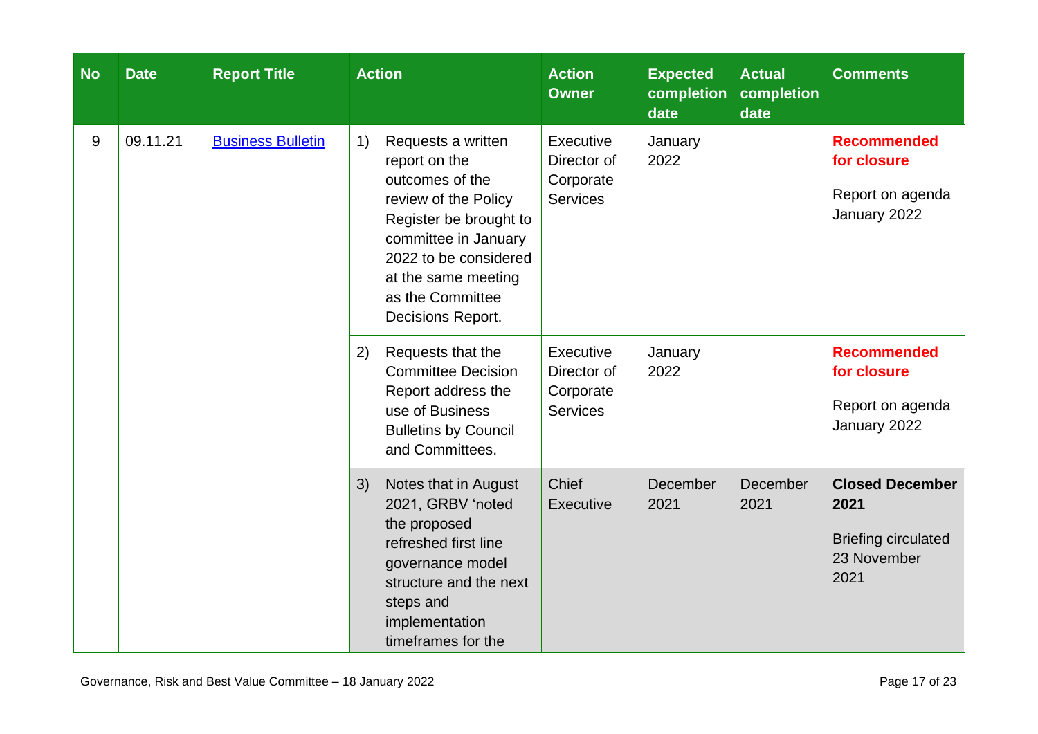| No | Date | Report Title | Action | Action Owner | Expected completion date | Actual completion date | Comments |
|---|---|---|---|---|---|---|---|
| 9 | 09.11.21 | [Business Bulletin]() | 1) Requests a written report on the outcomes of the review of the Policy Register be brought to committee in January 2022 to be considered at the same meeting as the Committee Decisions Report. | Executive Director of Corporate Services | January 2022 | | **Recommended for closure** Report on agenda January 2022 |
| | | | 2) Requests that the Committee Decision Report address the use of Business Bulletins by Council and Committees. | Executive Director of Corporate Services | January 2022 | | **Recommended for closure** Report on agenda January 2022 |
| | | | 3) Notes that in August 2021, GRBV 'noted the proposed refreshed first line governance model structure and the next steps and implementation timeframes for the | Chief Executive | December 2021 | December 2021 | **Closed December 2021** Briefing circulated 23 November 2021 |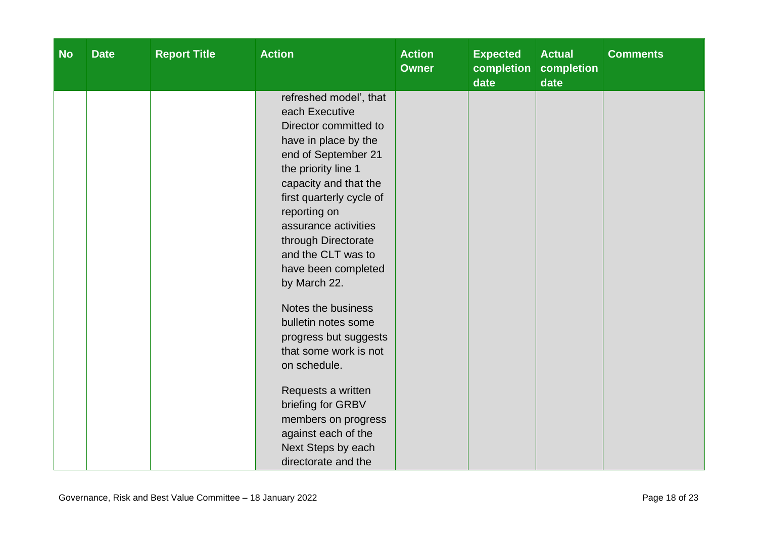| No | Date | Report Title | Action | Action Owner | Expected completion date | Actual completion date | Comments |
|---|---|---|---|---|---|---|---|
| | | | refreshed model', that each Executive Director committed to have in place by the end of September 21 the priority line 1 capacity and that the first quarterly cycle of reporting on assurance activities through Directorate and the CLT was to have been completed by March 22.<br><br>Notes the business bulletin notes some progress but suggests that some work is not on schedule.<br><br>Requests a written briefing for GRBV members on progress against each of the Next Steps by each directorate and the | | | | |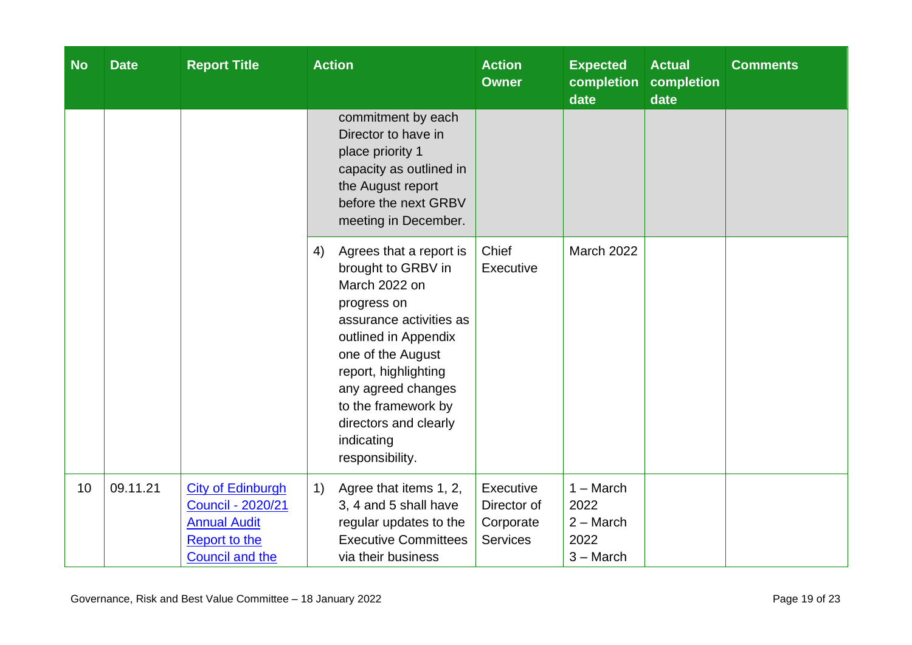| No | Date | Report Title | Action | Action Owner | Expected completion date | Actual completion date | Comments |
|---|---|---|---|---|---|---|---|
| | | | commitment by each Director to have in place priority 1 capacity as outlined in the August report before the next GRBV meeting in December. | | | | |
| | | | 4) Agrees that a report is brought to GRBV in March 2022 on progress on assurance activities as outlined in Appendix one of the August report, highlighting any agreed changes to the framework by directors and clearly indicating responsibility. | Chief Executive | March 2022 | | |
| 10 | 09.11.21 | [City of Edinburgh Council - 2020/21 Annual Audit Report to the Council and the]() | 1) Agree that items 1, 2, 3, 4 and 5 shall have regular updates to the Executive Committees via their business | Executive Director of Corporate Services | 1 – March 2022<br>2 – March 2022<br>3 – March | | |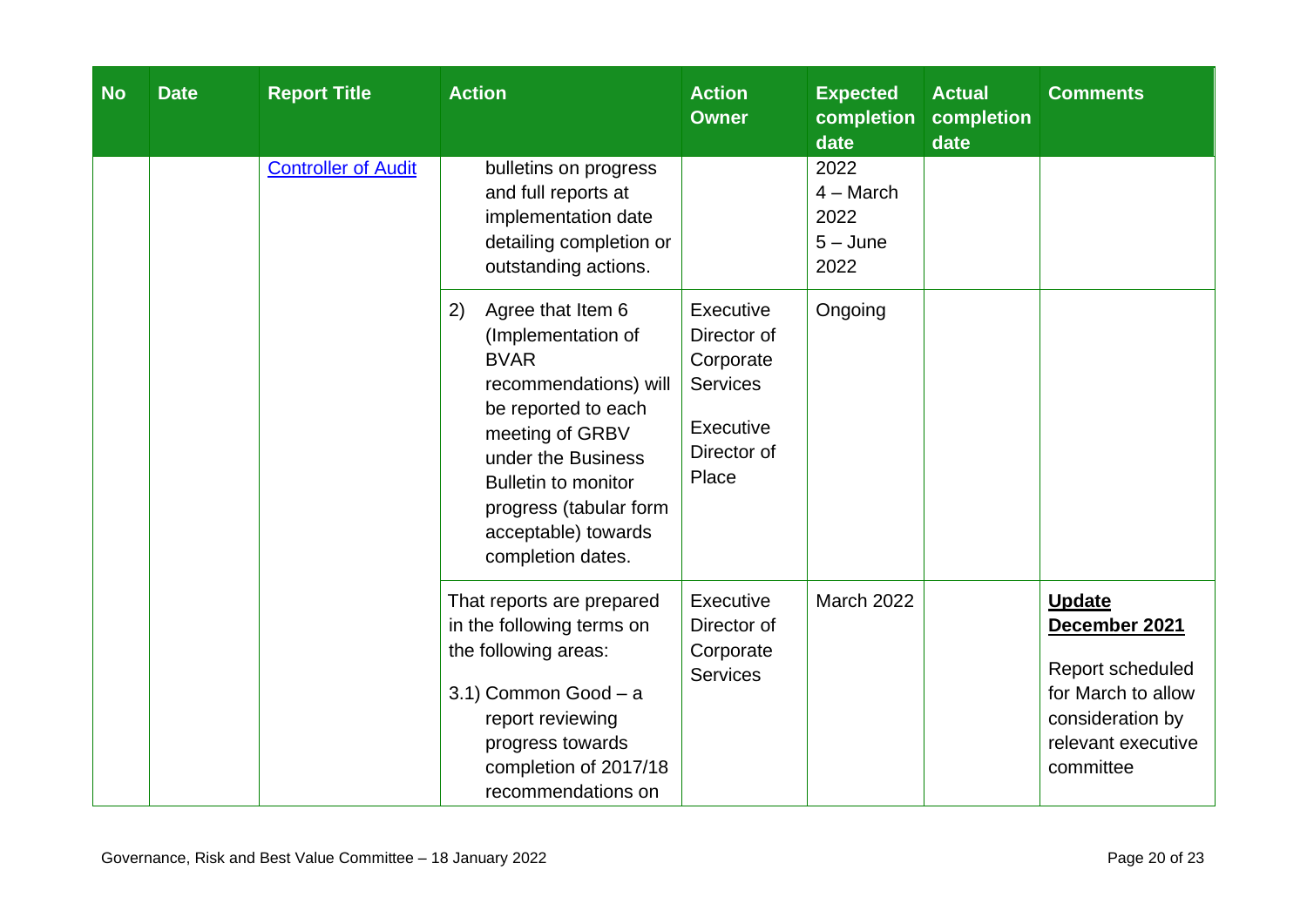| No | Date | Report Title | Action | Action Owner | Expected completion date | Actual completion date | Comments |
|---|---|---|---|---|---|---|---|
| | | [Controller of Audit](#) | bulletins on progress and full reports at implementation date detailing completion or outstanding actions. | | 2022<br>4 – March 2022<br>5 – June 2022 | | |
| | | | 2) Agree that Item 6 (Implementation of BVAR recommendations) will be reported to each meeting of GRBV under the Business Bulletin to monitor progress (tabular form acceptable) towards completion dates. | Executive Director of Corporate Services<br><br>Executive Director of Place | Ongoing | | |
| | | | That reports are prepared in the following terms on the following areas:<br><br>3.1) Common Good – a report reviewing progress towards completion of 2017/18 recommendations on | Executive Director of Corporate Services | March 2022 | | **<u>Update December 2021</u>**<br><br>Report scheduled for March to allow consideration by relevant executive committee |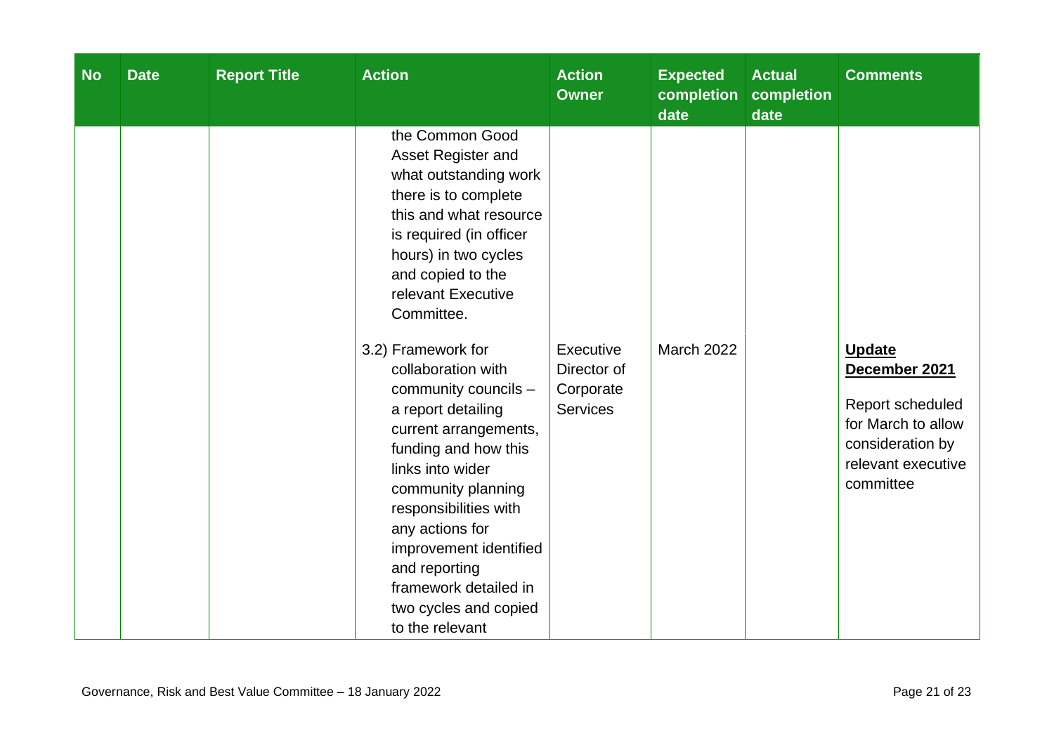| No | Date | Report Title | Action | Action Owner | Expected completion date | Actual completion date | Comments |
|---|---|---|---|---|---|---|---|
| | | | the Common Good Asset Register and what outstanding work there is to complete this and what resource is required (in officer hours) in two cycles and copied to the relevant Executive Committee. | | | | |
| | | | 3.2) Framework for collaboration with community councils – a report detailing current arrangements, funding and how this links into wider community planning responsibilities with any actions for improvement identified and reporting framework detailed in two cycles and copied to the relevant | Executive Director of Corporate Services | March 2022 | | **Update December 2021**<br><br>Report scheduled for March to allow consideration by relevant executive committee |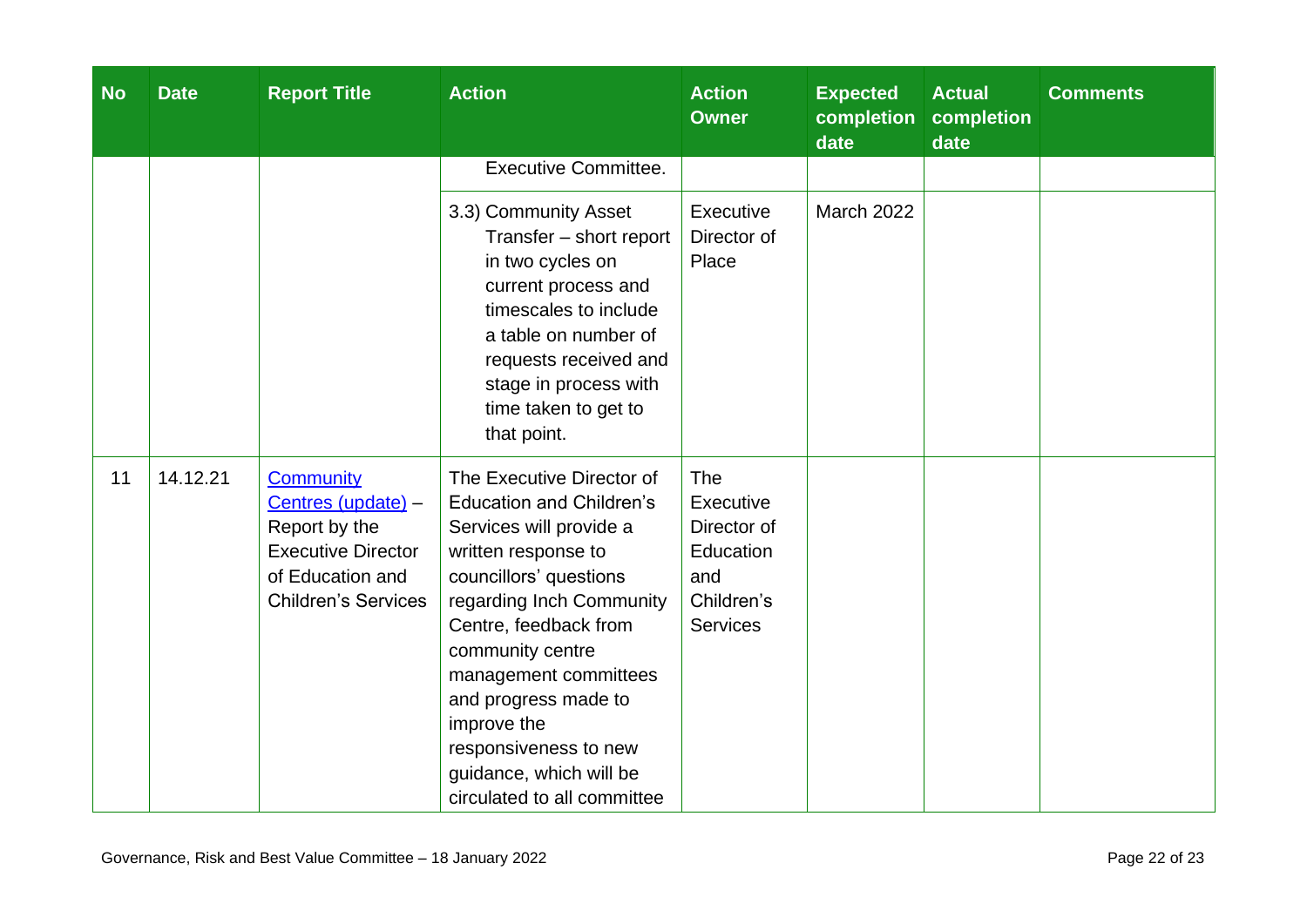| No | Date | Report Title | Action | Action Owner | Expected completion date | Actual completion date | Comments |
|---|---|---|---|---|---|---|---|
| | | | Executive Committee. | | | | |
| | | | 3.3) Community Asset Transfer – short report in two cycles on current process and timescales to include a table on number of requests received and stage in process with time taken to get to that point. | Executive Director of Place | March 2022 | | |
| 11 | 14.12.21 | Community Centres (update) – Report by the Executive Director of Education and Children's Services | The Executive Director of Education and Children's Services will provide a written response to councillors' questions regarding Inch Community Centre, feedback from community centre management committees and progress made to improve the responsiveness to new guidance, which will be circulated to all committee | The Executive Director of Education and Children's Services | | | |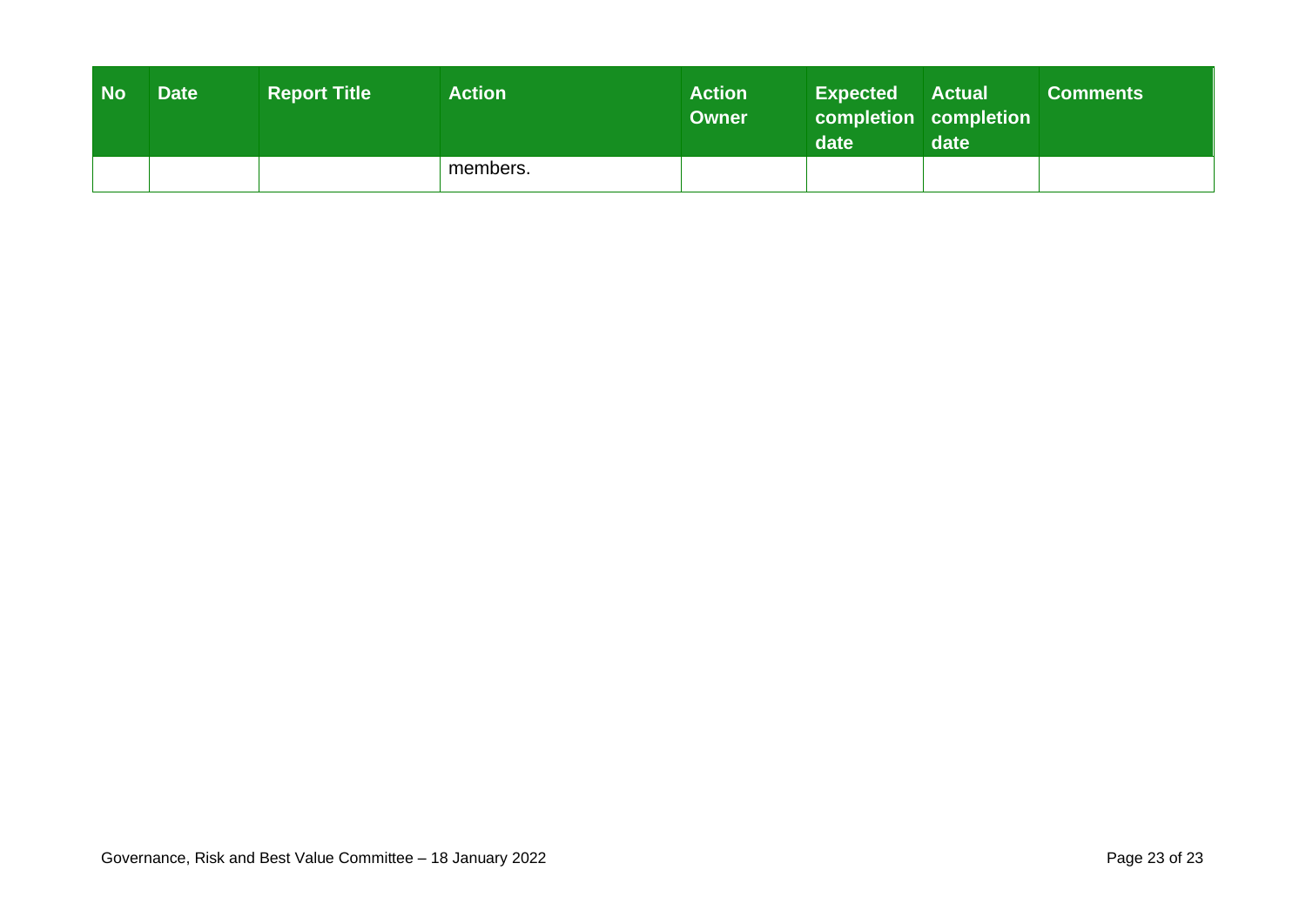| No | Date | Report Title | Action | Action Owner | Expected completion date | Actual completion date | Comments |
|---|---|---|---|---|---|---|---|
| | | | members. | | | | |